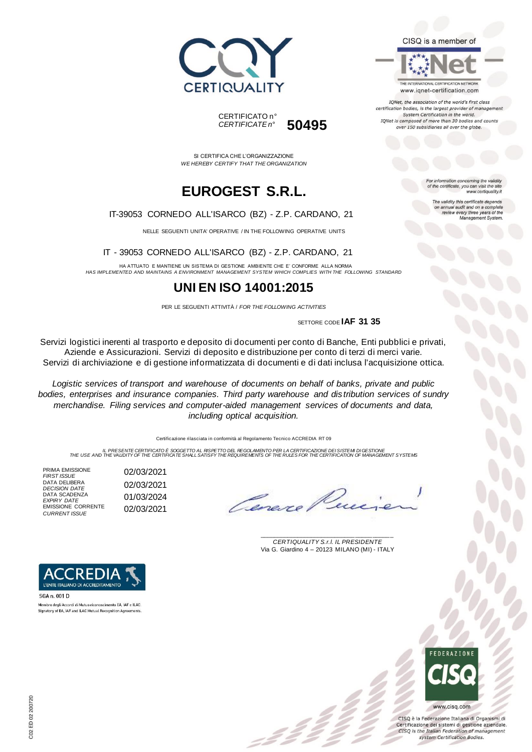CERTIQUALITY

CISQ is a member of

IQNet

THE INTERNATIONAL CERTIFICATION NETWORK
www.iqnet-certification.com

*IQNet, the association of the world's first class certification bodies, is the largest provider of management System Certification in the world. IQNet is composed of more than 30 bodies and counts over 150 subsidiaries all over the globe.*

CERTIFICATO n°
*CERTIFICATE n°* **50495**

SI CERTIFICA CHE L'ORGANIZZAZIONE
*WE HEREBY CERTIFY THAT THE ORGANIZATION*

*For information concerning the validity of the certificate, you can visit the site www.certiquality.it*

*The validity this certificate depends on annual audit and on a complete review every three years of the Management System.*

# EUROGEST S.R.L.

IT-39053 CORNEDO ALL'ISARCO (BZ) - Z.P. CARDANO, 21

NELLE SEGUENTI UNITA' OPERATIVE / IN THE FOLLOWING OPERATIVE UNITS

IT - 39053 CORNEDO ALL'ISARCO (BZ) - Z.P. CARDANO, 21

HA ATTUATO E MANTIENE UN SISTEMA DI GESTIONE AMBIENTE CHE E' CONFORME ALLA NORMA
*HAS IMPLEMENTED AND MAINTAINS A ENVIRONMENT MANAGEMENT SYSTEM WHICH COMPLIES WITH THE FOLLOWING STANDARD*

## UNI EN ISO 14001:2015

PER LE SEGUENTI ATTIVITÀ / *FOR THE FOLLOWING ACTIVITIES*

SETTORE CODE **IAF 31 35**

Servizi logistici inerenti al trasporto e deposito di documenti per conto di Banche, Enti pubblici e privati, Aziende e Assicurazioni. Servizi di deposito e distribuzione per conto di terzi di merci varie. Servizi di archiviazione e di gestione informatizzata di documenti e di dati inclusa l'acquisizione ottica.

*Logistic services of transport and warehouse of documents on behalf of banks, private and public bodies, enterprises and insurance companies. Third party warehouse and distribution services of sundry merchandise. Filing services and computer-aided management services of documents and data, including optical acquisition.*

Certificazione rilasciata in conformità al Regolamento Tecnico ACCREDIA RT 09

*IL PRESENTE CERTIFICATO È SOGGETTO AL RISPETTO DEL REGOLAMENTO PER LA CERTIFICAZIONE DEI SISTEMI DI GESTIONE*
*THE USE AND THE VALIDITY OF THE CERTIFICATE SHALL SATISFY THE REQUIREMENTS OF THE RULES FOR THE CERTIFICATION OF MANAGEMENT SYSTEMS*

| | |
|---|---|
| PRIMA EMISSIONE *FIRST ISSUE* | 02/03/2021 |
| DATA DELIBERA *DECISION DATE* | 02/03/2021 |
| DATA SCADENZA *EXPIRY DATE* | 01/03/2024 |
| EMISSIONE CORRENTE *CURRENT ISSUE* | 02/03/2021 |

*CERTIQUALITY S.r.l. IL PRESIDENTE*
Via G. Giardino 4 – 20123 MILANO (MI) - ITALY

ACCREDIA
L'ENTE ITALIANO DI ACCREDITAMENTO

SGA n. 001 D

Membro degli Accordi di Mutuo riconoscimento EA, IAF e ILAC
Signatory of EA, IAF and ILAC Mutual Recognition Agreements

FEDERAZIONE CISQ

www.cisq.com

CISQ è la Federazione Italiana di Organismi di Certificazione dei sistemi di gestione aziendale.
*CISQ is the Italian Federation of management system Certification Bodies.*

C02 ED 02 200720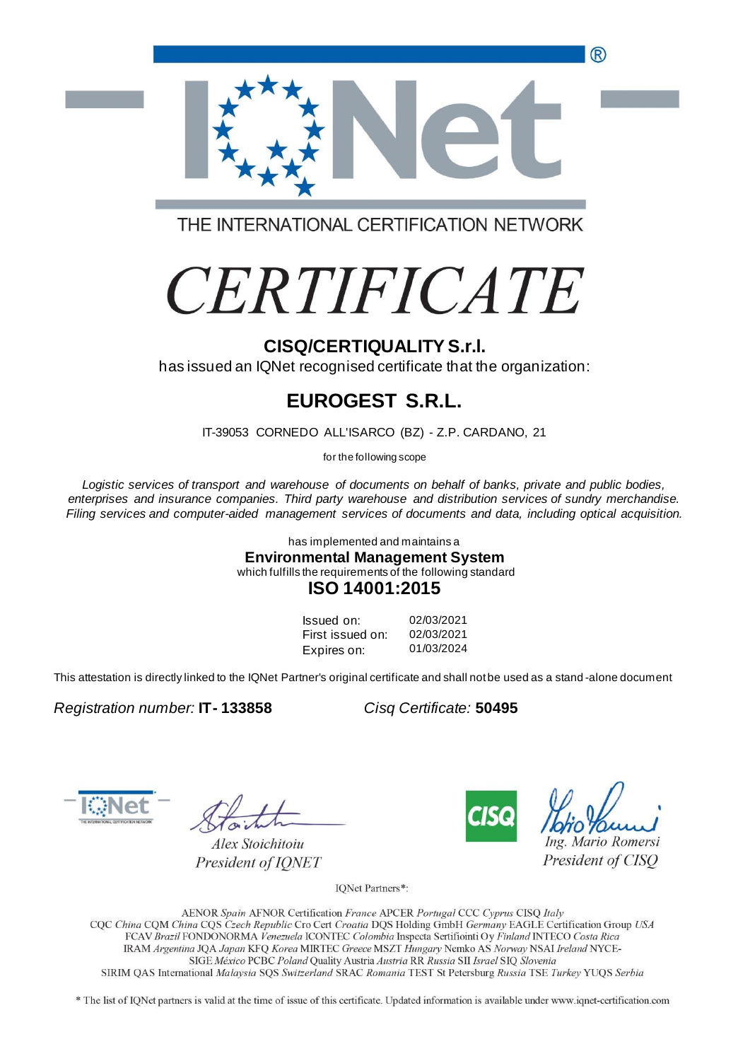THE INTERNATIONAL CERTIFICATION NETWORK

# CERTIFICATE

## CISQ/CERTIQUALITY S.r.l.

has issued an IQNet recognised certificate that the organization:

## EUROGEST S.R.L.

IT-39053 CORNEDO ALL'ISARCO (BZ) - Z.P. CARDANO, 21

for the following scope

*Logistic services of transport and warehouse of documents on behalf of banks, private and public bodies, enterprises and insurance companies. Third party warehouse and distribution services of sundry merchandise. Filing services and computer-aided management services of documents and data, including optical acquisition.*

has implemented and maintains a

**Environmental Management System**

which fulfills the requirements of the following standard

**ISO 14001:2015**

| | |
|---|---|
| Issued on: | 02/03/2021 |
| First issued on: | 02/03/2021 |
| Expires on: | 01/03/2024 |

This attestation is directly linked to the IQNet Partner's original certificate and shall not be used as a stand-alone document

*Registration number:* **IT - 133858** *Cisq Certificate:* **50495**

*Alex Stoichitoiu*
*President of IQNET*

*Ing. Mario Romersi*
*President of CISQ*

IQNet Partners*:

AENOR *Spain* AFNOR Certification *France* APCER *Portugal* CCC *Cyprus* CISQ *Italy*
CQC *China* CQM *China* CQS *Czech Republic* Cro Cert *Croatia* DQS Holding GmbH *Germany* EAGLE Certification Group *USA*
FCAV *Brazil* FONDONORMA *Venezuela* ICONTEC *Colombia* Inspecta Sertifiointi Oy *Finland* INTECO *Costa Rica*
IRAM *Argentina* JQA *Japan* KFQ *Korea* MIRTEC *Greece* MSZT *Hungary* Nemko AS *Norway* NSAI *Ireland* NYCE-SIGE *México* PCBC *Poland* Quality Austria *Austria* RR *Russia* SII *Israel* SIQ *Slovenia*
SIRIM QAS International *Malaysia* SQS *Switzerland* SRAC *Romania* TEST St Petersburg *Russia* TSE *Turkey* YUQS *Serbia*

* The list of IQNet partners is valid at the time of issue of this certificate. Updated information is available under www.iqnet-certification.com